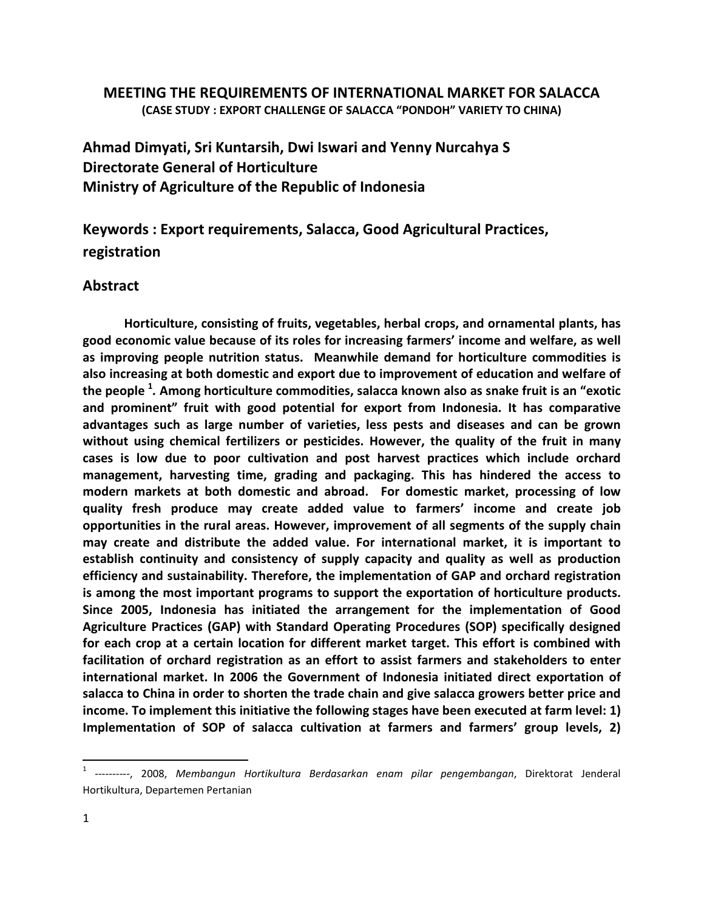# MEETING THE REQUIREMENTS OF INTERNATIONAL MARKET FOR SALACCA

**(CASE STUDY : EXPORT CHALLENGE OF SALACCA "PONDOH" VARIETY TO CHINA)**

**Ahmad Dimyati, Sri Kuntarsih, Dwi Iswari and Yenny Nurcahya S**
**Directorate General of Horticulture**
**Ministry of Agriculture of the Republic of Indonesia**

**Keywords : Export requirements, Salacca, Good Agricultural Practices, registration**

## Abstract

**Horticulture, consisting of fruits, vegetables, herbal crops, and ornamental plants, has good economic value because of its roles for increasing farmers' income and welfare, as well as improving people nutrition status. Meanwhile demand for horticulture commodities is also increasing at both domestic and export due to improvement of education and welfare of the people [1]. Among horticulture commodities, salacca known also as snake fruit is an "exotic and prominent" fruit with good potential for export from Indonesia. It has comparative advantages such as large number of varieties, less pests and diseases and can be grown without using chemical fertilizers or pesticides. However, the quality of the fruit in many cases is low due to poor cultivation and post harvest practices which include orchard management, harvesting time, grading and packaging. This has hindered the access to modern markets at both domestic and abroad. For domestic market, processing of low quality fresh produce may create added value to farmers' income and create job opportunities in the rural areas. However, improvement of all segments of the supply chain may create and distribute the added value. For international market, it is important to establish continuity and consistency of supply capacity and quality as well as production efficiency and sustainability. Therefore, the implementation of GAP and orchard registration is among the most important programs to support the exportation of horticulture products. Since 2005, Indonesia has initiated the arrangement for the implementation of Good Agriculture Practices (GAP) with Standard Operating Procedures (SOP) specifically designed for each crop at a certain location for different market target. This effort is combined with facilitation of orchard registration as an effort to assist farmers and stakeholders to enter international market. In 2006 the Government of Indonesia initiated direct exportation of salacca to China in order to shorten the trade chain and give salacca growers better price and income. To implement this initiative the following stages have been executed at farm level: 1) Implementation of SOP of salacca cultivation at farmers and farmers' group levels, 2)**

---

[1] ----------, 2008, *Membangun Hortikultura Berdasarkan enam pilar pengembangan*, Direktorat Jenderal Hortikultura, Departemen Pertanian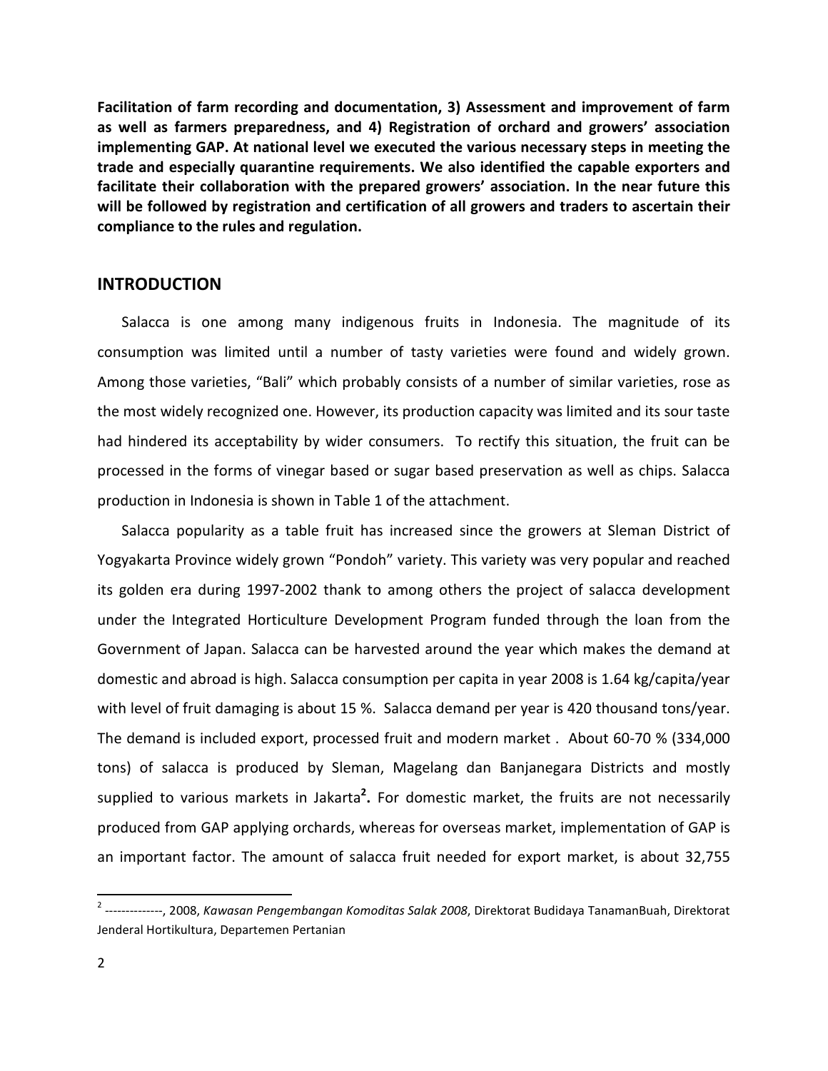**Facilitation of farm recording and documentation, 3) Assessment and improvement of farm as well as farmers preparedness, and 4) Registration of orchard and growers' association implementing GAP. At national level we executed the various necessary steps in meeting the trade and especially quarantine requirements. We also identified the capable exporters and facilitate their collaboration with the prepared growers' association. In the near future this will be followed by registration and certification of all growers and traders to ascertain their compliance to the rules and regulation.**

## INTRODUCTION

Salacca is one among many indigenous fruits in Indonesia. The magnitude of its consumption was limited until a number of tasty varieties were found and widely grown. Among those varieties, "Bali" which probably consists of a number of similar varieties, rose as the most widely recognized one. However, its production capacity was limited and its sour taste had hindered its acceptability by wider consumers. To rectify this situation, the fruit can be processed in the forms of vinegar based or sugar based preservation as well as chips. Salacca production in Indonesia is shown in Table 1 of the attachment.

Salacca popularity as a table fruit has increased since the growers at Sleman District of Yogyakarta Province widely grown "Pondoh" variety. This variety was very popular and reached its golden era during 1997-2002 thank to among others the project of salacca development under the Integrated Horticulture Development Program funded through the loan from the Government of Japan. Salacca can be harvested around the year which makes the demand at domestic and abroad is high. Salacca consumption per capita in year 2008 is 1.64 kg/capita/year with level of fruit damaging is about 15 %. Salacca demand per year is 420 thousand tons/year. The demand is included export, processed fruit and modern market . About 60-70 % (334,000 tons) of salacca is produced by Sleman, Magelang dan Banjanegara Districts and mostly supplied to various markets in Jakarta[2]**.** For domestic market, the fruits are not necessarily produced from GAP applying orchards, whereas for overseas market, implementation of GAP is an important factor. The amount of salacca fruit needed for export market, is about 32,755

---

[2] --------------, 2008, *Kawasan Pengembangan Komoditas Salak 2008*, Direktorat Budidaya TanamanBuah, Direktorat Jenderal Hortikultura, Departemen Pertanian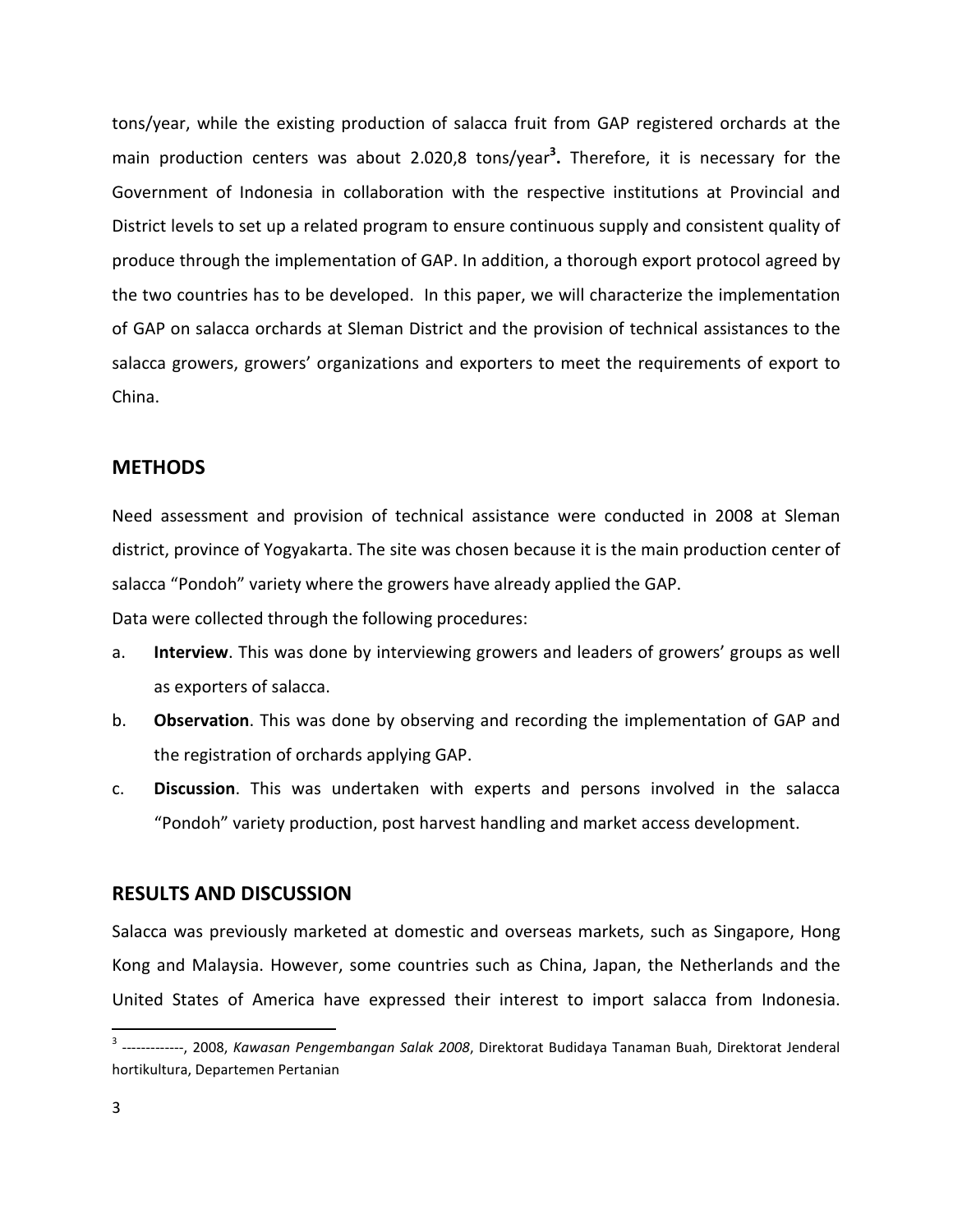tons/year, while the existing production of salacca fruit from GAP registered orchards at the main production centers was about 2.020,8 tons/year[3]**.** Therefore, it is necessary for the Government of Indonesia in collaboration with the respective institutions at Provincial and District levels to set up a related program to ensure continuous supply and consistent quality of produce through the implementation of GAP. In addition, a thorough export protocol agreed by the two countries has to be developed. In this paper, we will characterize the implementation of GAP on salacca orchards at Sleman District and the provision of technical assistances to the salacca growers, growers' organizations and exporters to meet the requirements of export to China.

## METHODS

Need assessment and provision of technical assistance were conducted in 2008 at Sleman district, province of Yogyakarta. The site was chosen because it is the main production center of salacca "Pondoh" variety where the growers have already applied the GAP.

Data were collected through the following procedures:

a. **Interview**. This was done by interviewing growers and leaders of growers' groups as well as exporters of salacca.
b. **Observation**. This was done by observing and recording the implementation of GAP and the registration of orchards applying GAP.
c. **Discussion**. This was undertaken with experts and persons involved in the salacca "Pondoh" variety production, post harvest handling and market access development.

## RESULTS AND DISCUSSION

Salacca was previously marketed at domestic and overseas markets, such as Singapore, Hong Kong and Malaysia. However, some countries such as China, Japan, the Netherlands and the United States of America have expressed their interest to import salacca from Indonesia.

---

[3] -------------, 2008, *Kawasan Pengembangan Salak 2008*, Direktorat Budidaya Tanaman Buah, Direktorat Jenderal hortikultura, Departemen Pertanian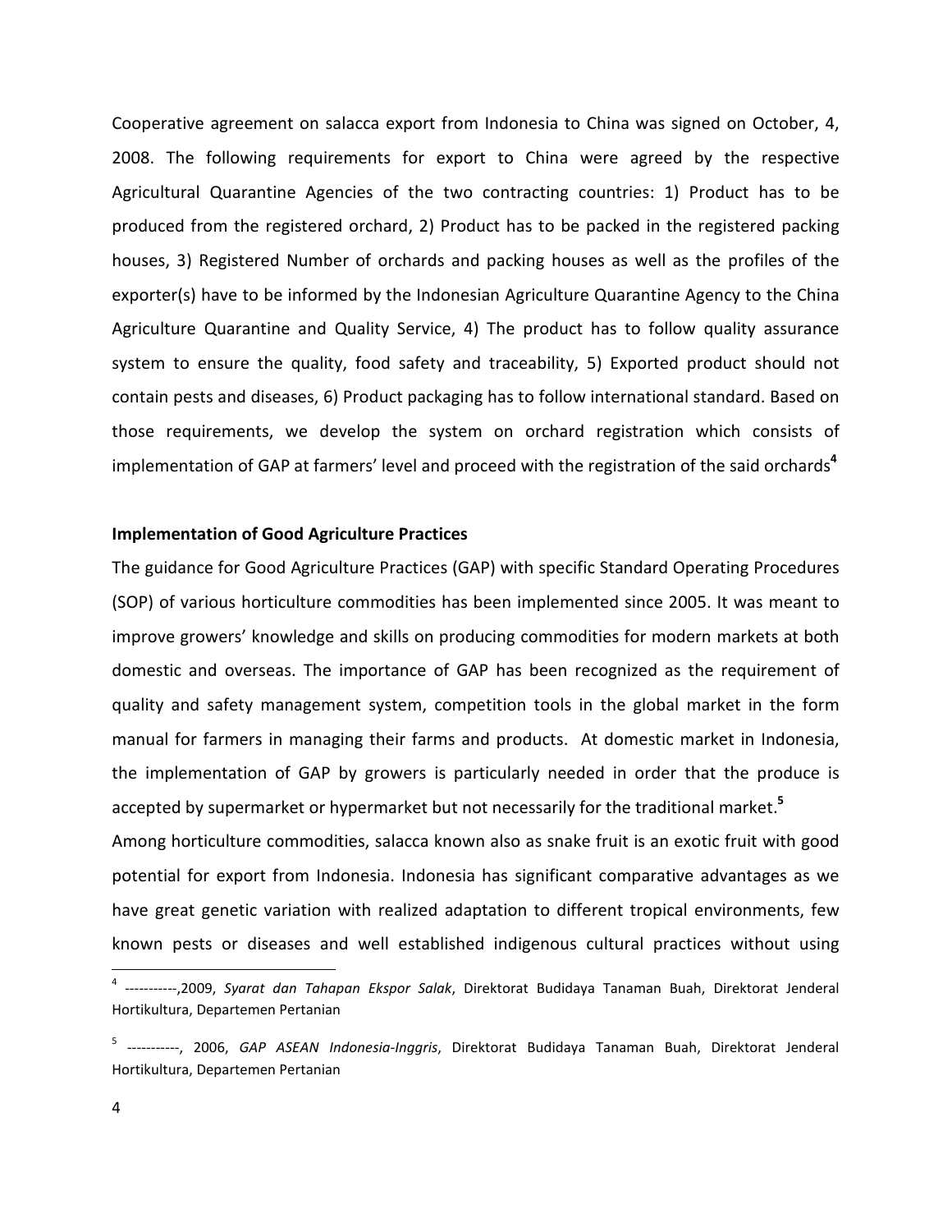Cooperative agreement on salacca export from Indonesia to China was signed on October, 4, 2008. The following requirements for export to China were agreed by the respective Agricultural Quarantine Agencies of the two contracting countries: 1) Product has to be produced from the registered orchard, 2) Product has to be packed in the registered packing houses, 3) Registered Number of orchards and packing houses as well as the profiles of the exporter(s) have to be informed by the Indonesian Agriculture Quarantine Agency to the China Agriculture Quarantine and Quality Service, 4) The product has to follow quality assurance system to ensure the quality, food safety and traceability, 5) Exported product should not contain pests and diseases, 6) Product packaging has to follow international standard. Based on those requirements, we develop the system on orchard registration which consists of implementation of GAP at farmers' level and proceed with the registration of the said orchards[4]

**Implementation of Good Agriculture Practices**

The guidance for Good Agriculture Practices (GAP) with specific Standard Operating Procedures (SOP) of various horticulture commodities has been implemented since 2005. It was meant to improve growers' knowledge and skills on producing commodities for modern markets at both domestic and overseas. The importance of GAP has been recognized as the requirement of quality and safety management system, competition tools in the global market in the form manual for farmers in managing their farms and products. At domestic market in Indonesia, the implementation of GAP by growers is particularly needed in order that the produce is accepted by supermarket or hypermarket but not necessarily for the traditional market.[5]

Among horticulture commodities, salacca known also as snake fruit is an exotic fruit with good potential for export from Indonesia. Indonesia has significant comparative advantages as we have great genetic variation with realized adaptation to different tropical environments, few known pests or diseases and well established indigenous cultural practices without using

---

[4] -----------,2009, *Syarat dan Tahapan Ekspor Salak*, Direktorat Budidaya Tanaman Buah, Direktorat Jenderal Hortikultura, Departemen Pertanian

[5] -----------, 2006, *GAP ASEAN Indonesia-Inggris*, Direktorat Budidaya Tanaman Buah, Direktorat Jenderal Hortikultura, Departemen Pertanian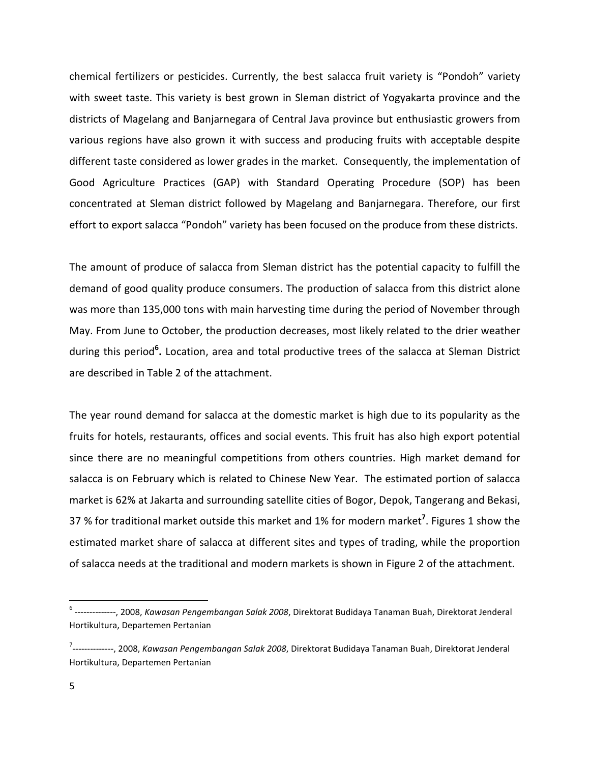chemical fertilizers or pesticides. Currently, the best salacca fruit variety is "Pondoh" variety with sweet taste. This variety is best grown in Sleman district of Yogyakarta province and the districts of Magelang and Banjarnegara of Central Java province but enthusiastic growers from various regions have also grown it with success and producing fruits with acceptable despite different taste considered as lower grades in the market. Consequently, the implementation of Good Agriculture Practices (GAP) with Standard Operating Procedure (SOP) has been concentrated at Sleman district followed by Magelang and Banjarnegara. Therefore, our first effort to export salacca "Pondoh" variety has been focused on the produce from these districts.

The amount of produce of salacca from Sleman district has the potential capacity to fulfill the demand of good quality produce consumers. The production of salacca from this district alone was more than 135,000 tons with main harvesting time during the period of November through May. From June to October, the production decreases, most likely related to the drier weather during this period[6]**.** Location, area and total productive trees of the salacca at Sleman District are described in Table 2 of the attachment.

The year round demand for salacca at the domestic market is high due to its popularity as the fruits for hotels, restaurants, offices and social events. This fruit has also high export potential since there are no meaningful competitions from others countries. High market demand for salacca is on February which is related to Chinese New Year. The estimated portion of salacca market is 62% at Jakarta and surrounding satellite cities of Bogor, Depok, Tangerang and Bekasi, 37 % for traditional market outside this market and 1% for modern market[7]. Figures 1 show the estimated market share of salacca at different sites and types of trading, while the proportion of salacca needs at the traditional and modern markets is shown in Figure 2 of the attachment.

---

[6] --------------, 2008, *Kawasan Pengembangan Salak 2008*, Direktorat Budidaya Tanaman Buah, Direktorat Jenderal Hortikultura, Departemen Pertanian

[7] --------------, 2008, *Kawasan Pengembangan Salak 2008*, Direktorat Budidaya Tanaman Buah, Direktorat Jenderal Hortikultura, Departemen Pertanian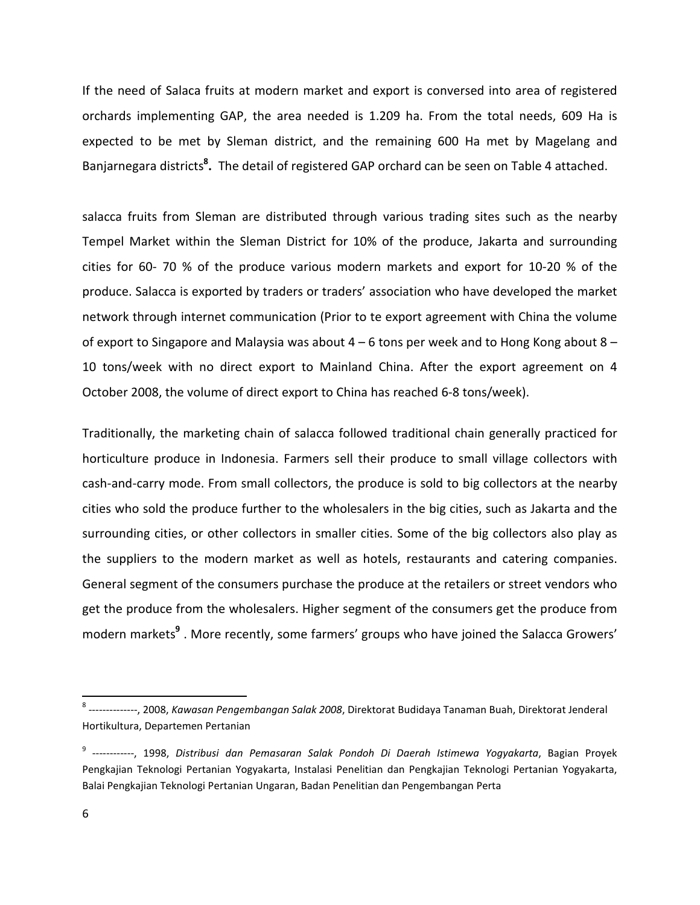If the need of Salaca fruits at modern market and export is conversed into area of registered orchards implementing GAP, the area needed is 1.209 ha. From the total needs, 609 Ha is expected to be met by Sleman district, and the remaining 600 Ha met by Magelang and Banjarnegara districts[8]**.** The detail of registered GAP orchard can be seen on Table 4 attached.

salacca fruits from Sleman are distributed through various trading sites such as the nearby Tempel Market within the Sleman District for 10% of the produce, Jakarta and surrounding cities for 60- 70 % of the produce various modern markets and export for 10-20 % of the produce. Salacca is exported by traders or traders' association who have developed the market network through internet communication (Prior to te export agreement with China the volume of export to Singapore and Malaysia was about 4 – 6 tons per week and to Hong Kong about 8 – 10 tons/week with no direct export to Mainland China. After the export agreement on 4 October 2008, the volume of direct export to China has reached 6-8 tons/week).

Traditionally, the marketing chain of salacca followed traditional chain generally practiced for horticulture produce in Indonesia. Farmers sell their produce to small village collectors with cash-and-carry mode. From small collectors, the produce is sold to big collectors at the nearby cities who sold the produce further to the wholesalers in the big cities, such as Jakarta and the surrounding cities, or other collectors in smaller cities. Some of the big collectors also play as the suppliers to the modern market as well as hotels, restaurants and catering companies. General segment of the consumers purchase the produce at the retailers or street vendors who get the produce from the wholesalers. Higher segment of the consumers get the produce from modern markets[9] . More recently, some farmers' groups who have joined the Salacca Growers'

[8] --------------, 2008, *Kawasan Pengembangan Salak 2008*, Direktorat Budidaya Tanaman Buah, Direktorat Jenderal Hortikultura, Departemen Pertanian

[9] ------------, 1998, *Distribusi dan Pemasaran Salak Pondoh Di Daerah Istimewa Yogyakarta*, Bagian Proyek Pengkajian Teknologi Pertanian Yogyakarta, Instalasi Penelitian dan Pengkajian Teknologi Pertanian Yogyakarta, Balai Pengkajian Teknologi Pertanian Ungaran, Badan Penelitian dan Pengembangan Perta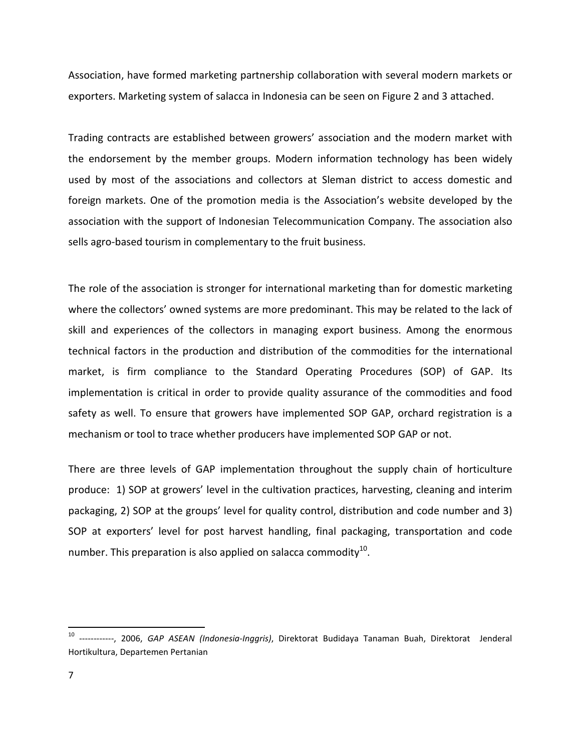Association, have formed marketing partnership collaboration with several modern markets or exporters. Marketing system of salacca in Indonesia can be seen on Figure 2 and 3 attached.

Trading contracts are established between growers' association and the modern market with the endorsement by the member groups. Modern information technology has been widely used by most of the associations and collectors at Sleman district to access domestic and foreign markets. One of the promotion media is the Association's website developed by the association with the support of Indonesian Telecommunication Company. The association also sells agro-based tourism in complementary to the fruit business.

The role of the association is stronger for international marketing than for domestic marketing where the collectors' owned systems are more predominant. This may be related to the lack of skill and experiences of the collectors in managing export business. Among the enormous technical factors in the production and distribution of the commodities for the international market, is firm compliance to the Standard Operating Procedures (SOP) of GAP. Its implementation is critical in order to provide quality assurance of the commodities and food safety as well. To ensure that growers have implemented SOP GAP, orchard registration is a mechanism or tool to trace whether producers have implemented SOP GAP or not.

There are three levels of GAP implementation throughout the supply chain of horticulture produce: 1) SOP at growers' level in the cultivation practices, harvesting, cleaning and interim packaging, 2) SOP at the groups' level for quality control, distribution and code number and 3) SOP at exporters' level for post harvest handling, final packaging, transportation and code number. This preparation is also applied on salacca commodity[10].

---

[10] ------------, 2006, *GAP ASEAN (Indonesia-Inggris)*, Direktorat Budidaya Tanaman Buah, Direktorat Jenderal Hortikultura, Departemen Pertanian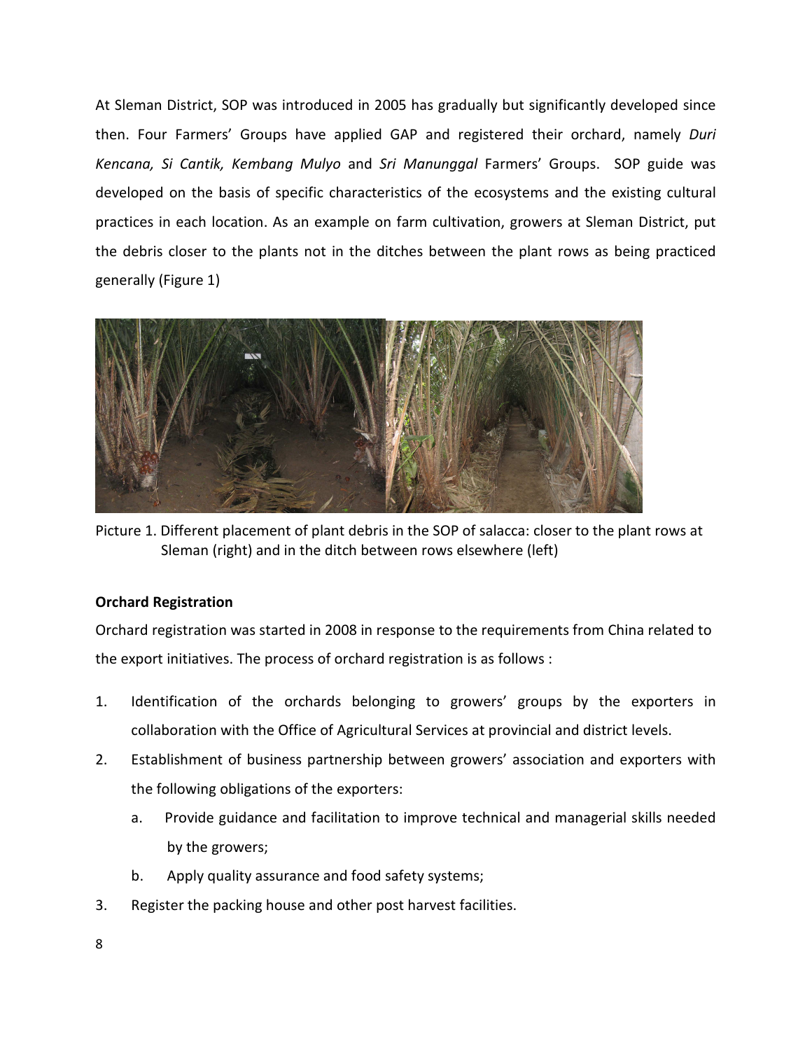At Sleman District, SOP was introduced in 2005 has gradually but significantly developed since then. Four Farmers' Groups have applied GAP and registered their orchard, namely *Duri Kencana, Si Cantik, Kembang Mulyo* and *Sri Manunggal* Farmers' Groups. SOP guide was developed on the basis of specific characteristics of the ecosystems and the existing cultural practices in each location. As an example on farm cultivation, growers at Sleman District, put the debris closer to the plants not in the ditches between the plant rows as being practiced generally (Figure 1)

Picture 1. Different placement of plant debris in the SOP of salacca: closer to the plant rows at Sleman (right) and in the ditch between rows elsewhere (left)

**Orchard Registration**

Orchard registration was started in 2008 in response to the requirements from China related to the export initiatives. The process of orchard registration is as follows :

1. Identification of the orchards belonging to growers' groups by the exporters in collaboration with the Office of Agricultural Services at provincial and district levels.
2. Establishment of business partnership between growers' association and exporters with the following obligations of the exporters:
   a. Provide guidance and facilitation to improve technical and managerial skills needed by the growers;
   b. Apply quality assurance and food safety systems;
3. Register the packing house and other post harvest facilities.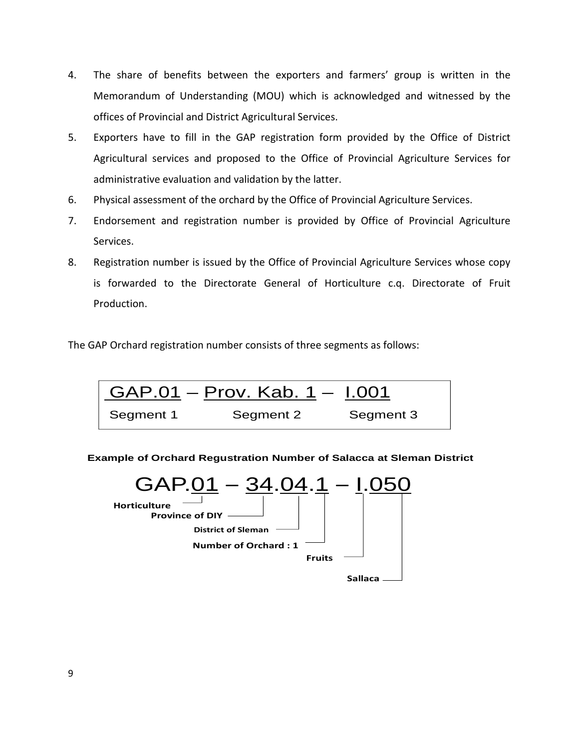4. The share of benefits between the exporters and farmers' group is written in the Memorandum of Understanding (MOU) which is acknowledged and witnessed by the offices of Provincial and District Agricultural Services.
5. Exporters have to fill in the GAP registration form provided by the Office of District Agricultural services and proposed to the Office of Provincial Agriculture Services for administrative evaluation and validation by the latter.
6. Physical assessment of the orchard by the Office of Provincial Agriculture Services.
7. Endorsement and registration number is provided by Office of Provincial Agriculture Services.
8. Registration number is issued by the Office of Provincial Agriculture Services whose copy is forwarded to the Directorate General of Horticulture c.q. Directorate of Fruit Production.

The GAP Orchard registration number consists of three segments as follows:

| GAP.01 – | Prov. Kab. 1 – | I.001 |
|---|---|---|
| Segment 1 | Segment 2 | Segment 3 |

**Example of Orchard Regustration Number of Salacca at Sleman District**

GAP.01 – 34.04.1 – I.050

- 01: Horticulture
- 34: Province of DIY
- 04: District of Sleman
- 1: Number of Orchard : 1
- I: Fruits
- 050: Sallaca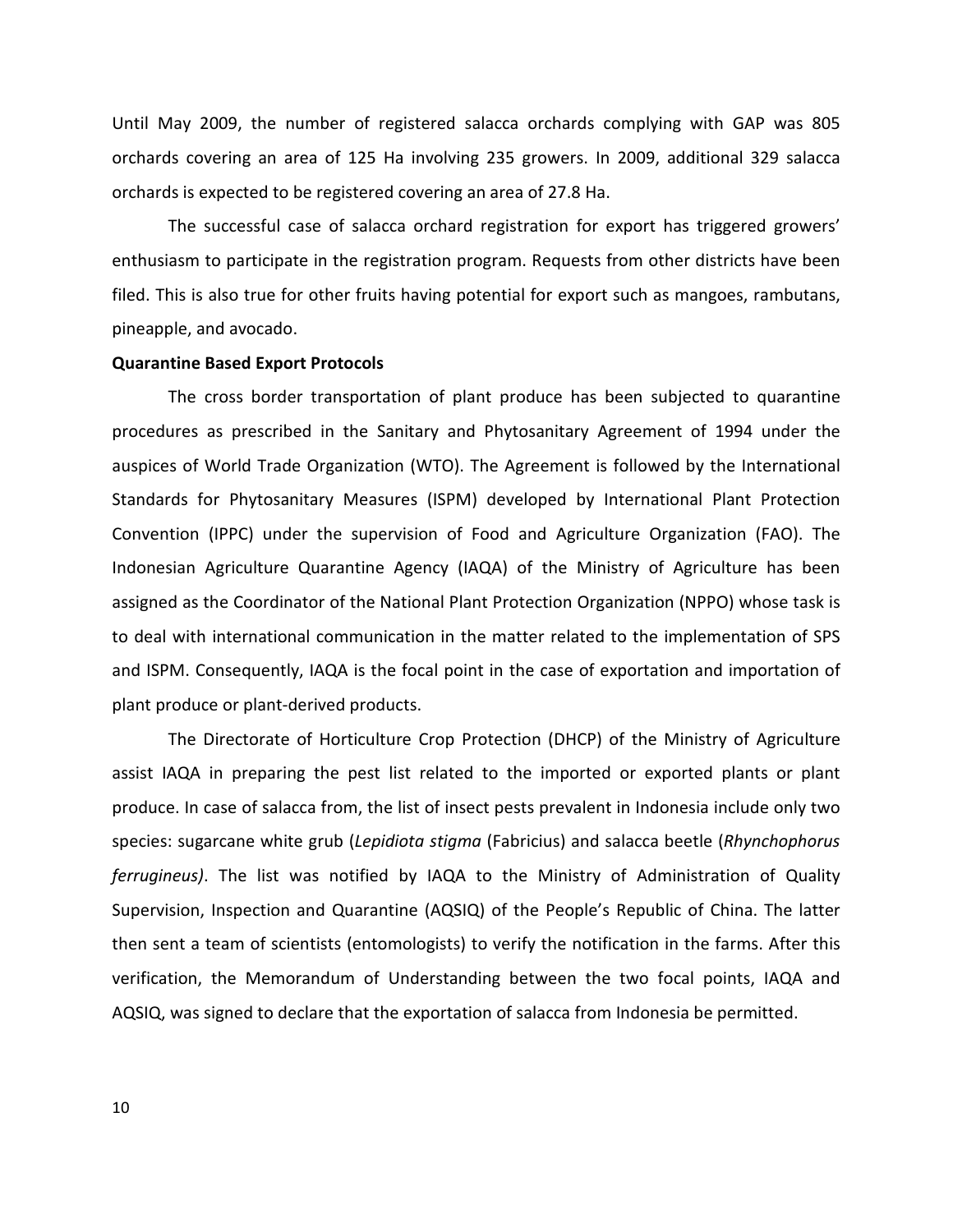Until May 2009, the number of registered salacca orchards complying with GAP was 805 orchards covering an area of 125 Ha involving 235 growers. In 2009, additional 329 salacca orchards is expected to be registered covering an area of 27.8 Ha.

The successful case of salacca orchard registration for export has triggered growers' enthusiasm to participate in the registration program. Requests from other districts have been filed. This is also true for other fruits having potential for export such as mangoes, rambutans, pineapple, and avocado.

**Quarantine Based Export Protocols**

The cross border transportation of plant produce has been subjected to quarantine procedures as prescribed in the Sanitary and Phytosanitary Agreement of 1994 under the auspices of World Trade Organization (WTO). The Agreement is followed by the International Standards for Phytosanitary Measures (ISPM) developed by International Plant Protection Convention (IPPC) under the supervision of Food and Agriculture Organization (FAO). The Indonesian Agriculture Quarantine Agency (IAQA) of the Ministry of Agriculture has been assigned as the Coordinator of the National Plant Protection Organization (NPPO) whose task is to deal with international communication in the matter related to the implementation of SPS and ISPM. Consequently, IAQA is the focal point in the case of exportation and importation of plant produce or plant-derived products.

The Directorate of Horticulture Crop Protection (DHCP) of the Ministry of Agriculture assist IAQA in preparing the pest list related to the imported or exported plants or plant produce. In case of salacca from, the list of insect pests prevalent in Indonesia include only two species: sugarcane white grub (*Lepidiota stigma* (Fabricius) and salacca beetle (*Rhynchophorus ferrugineus)*. The list was notified by IAQA to the Ministry of Administration of Quality Supervision, Inspection and Quarantine (AQSIQ) of the People's Republic of China. The latter then sent a team of scientists (entomologists) to verify the notification in the farms. After this verification, the Memorandum of Understanding between the two focal points, IAQA and AQSIQ, was signed to declare that the exportation of salacca from Indonesia be permitted.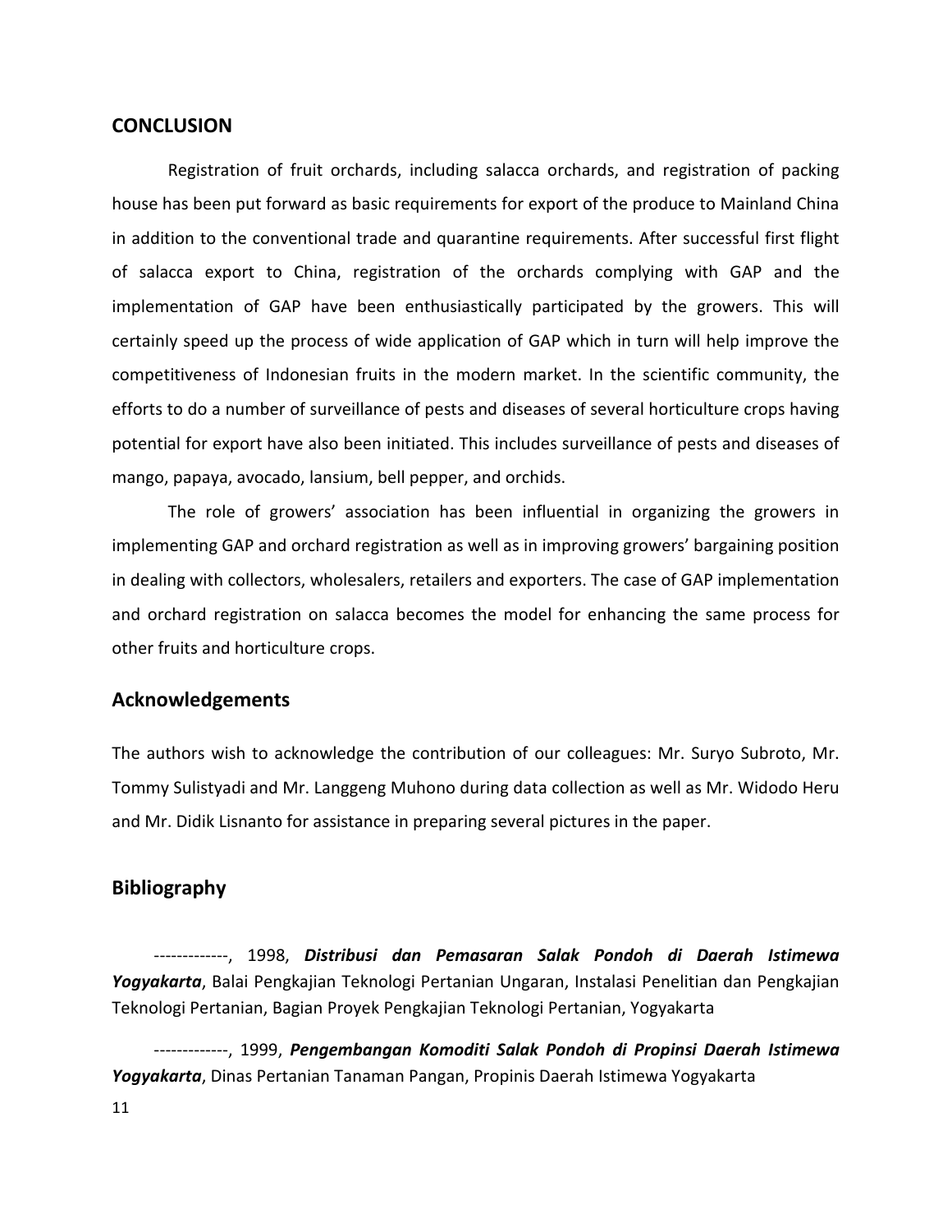## CONCLUSION

Registration of fruit orchards, including salacca orchards, and registration of packing house has been put forward as basic requirements for export of the produce to Mainland China in addition to the conventional trade and quarantine requirements. After successful first flight of salacca export to China, registration of the orchards complying with GAP and the implementation of GAP have been enthusiastically participated by the growers. This will certainly speed up the process of wide application of GAP which in turn will help improve the competitiveness of Indonesian fruits in the modern market. In the scientific community, the efforts to do a number of surveillance of pests and diseases of several horticulture crops having potential for export have also been initiated. This includes surveillance of pests and diseases of mango, papaya, avocado, lansium, bell pepper, and orchids.

The role of growers' association has been influential in organizing the growers in implementing GAP and orchard registration as well as in improving growers' bargaining position in dealing with collectors, wholesalers, retailers and exporters. The case of GAP implementation and orchard registration on salacca becomes the model for enhancing the same process for other fruits and horticulture crops.

## Acknowledgements

The authors wish to acknowledge the contribution of our colleagues: Mr. Suryo Subroto, Mr. Tommy Sulistyadi and Mr. Langgeng Muhono during data collection as well as Mr. Widodo Heru and Mr. Didik Lisnanto for assistance in preparing several pictures in the paper.

## Bibliography

-------------, 1998, ***Distribusi dan Pemasaran Salak Pondoh di Daerah Istimewa Yogyakarta***, Balai Pengkajian Teknologi Pertanian Ungaran, Instalasi Penelitian dan Pengkajian Teknologi Pertanian, Bagian Proyek Pengkajian Teknologi Pertanian, Yogyakarta

-------------, 1999, ***Pengembangan Komoditi Salak Pondoh di Propinsi Daerah Istimewa Yogyakarta***, Dinas Pertanian Tanaman Pangan, Propinis Daerah Istimewa Yogyakarta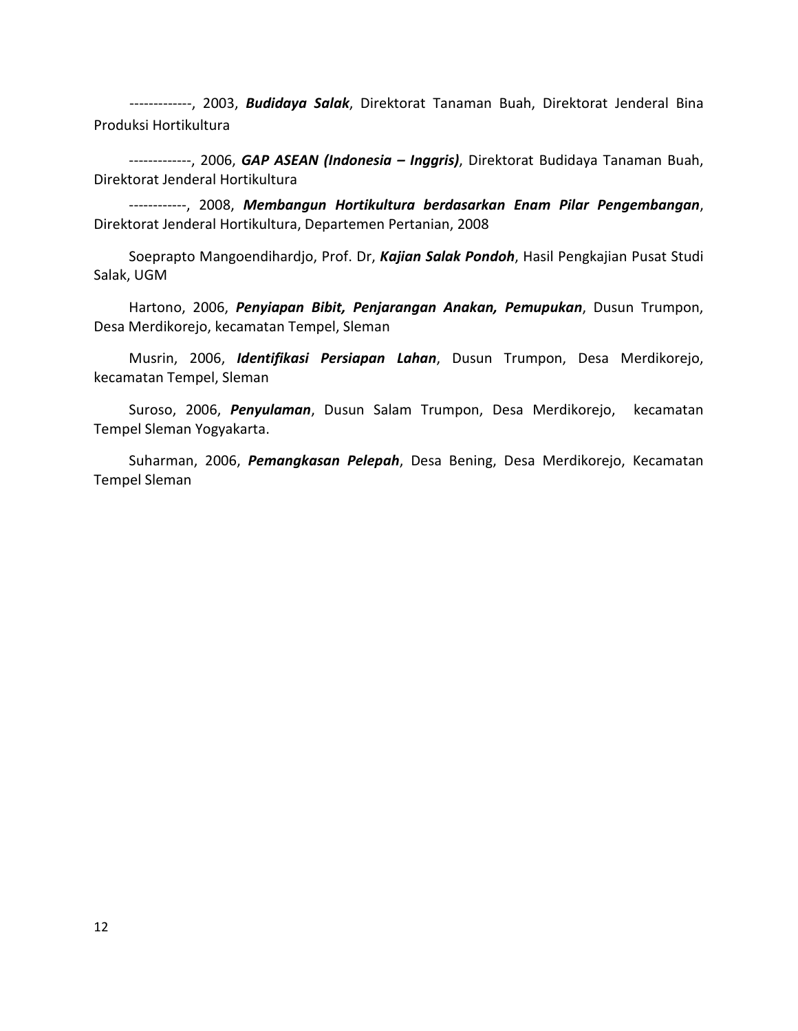-------------, 2003, ***Budidaya Salak***, Direktorat Tanaman Buah, Direktorat Jenderal Bina Produksi Hortikultura

-------------, 2006, ***GAP ASEAN (Indonesia – Inggris)***, Direktorat Budidaya Tanaman Buah, Direktorat Jenderal Hortikultura

------------, 2008, ***Membangun Hortikultura berdasarkan Enam Pilar Pengembangan***, Direktorat Jenderal Hortikultura, Departemen Pertanian, 2008

Soeprapto Mangoendihardjo, Prof. Dr, ***Kajian Salak Pondoh***, Hasil Pengkajian Pusat Studi Salak, UGM

Hartono, 2006, ***Penyiapan Bibit, Penjarangan Anakan, Pemupukan***, Dusun Trumpon, Desa Merdikorejo, kecamatan Tempel, Sleman

Musrin, 2006, ***Identifikasi Persiapan Lahan***, Dusun Trumpon, Desa Merdikorejo, kecamatan Tempel, Sleman

Suroso, 2006, ***Penyulaman***, Dusun Salam Trumpon, Desa Merdikorejo, kecamatan Tempel Sleman Yogyakarta.

Suharman, 2006, ***Pemangkasan Pelepah***, Desa Bening, Desa Merdikorejo, Kecamatan Tempel Sleman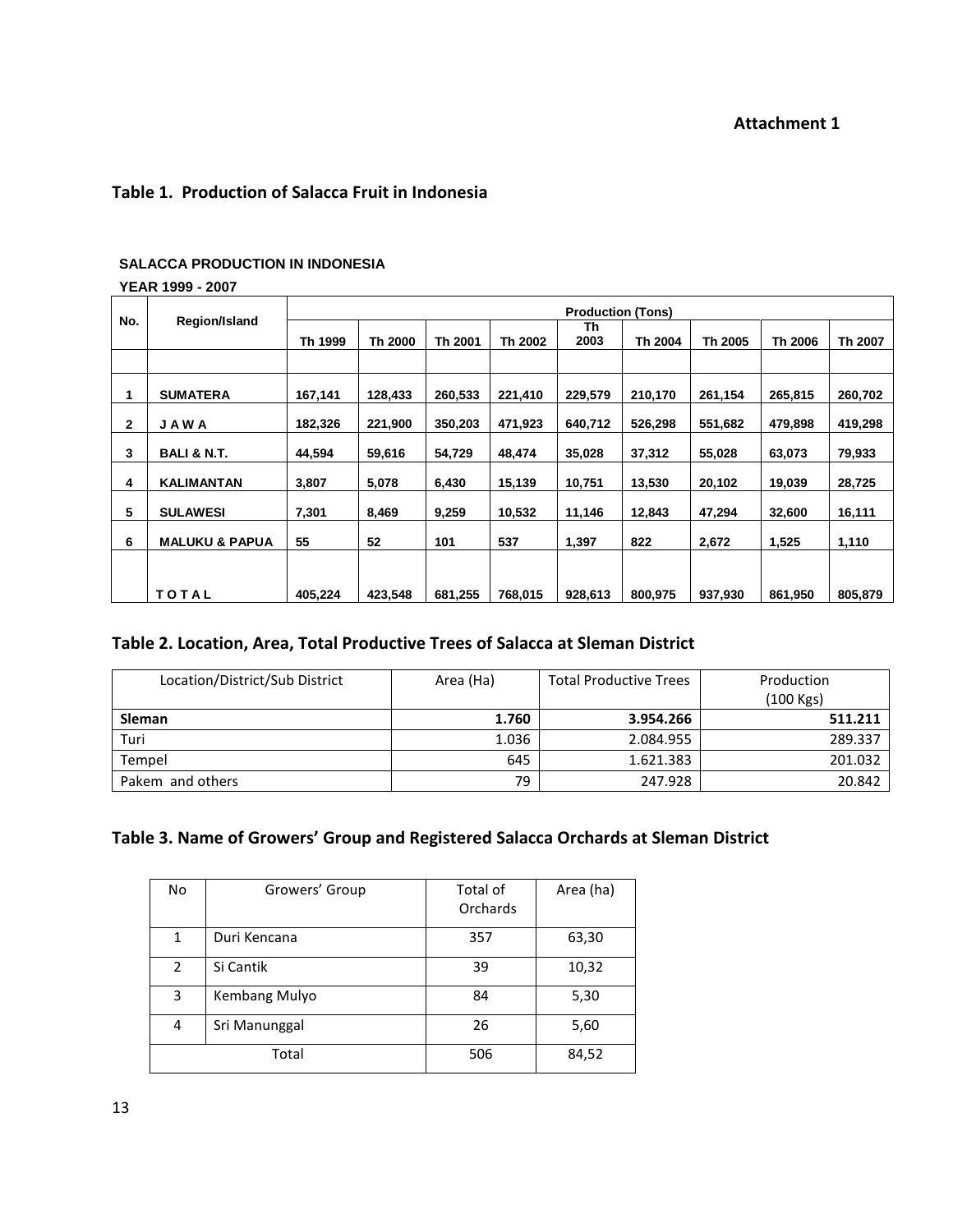**Attachment 1**

## Table 1. Production of Salacca Fruit in Indonesia

**SALACCA PRODUCTION IN INDONESIA**

**YEAR 1999 - 2007**

| No. | Region/Island | Production (Tons) | | | | | | | | |
|---|---|---|---|---|---|---|---|---|---|---|
| | | Th 1999 | Th 2000 | Th 2001 | Th 2002 | Th 2003 | Th 2004 | Th 2005 | Th 2006 | Th 2007 |
| 1 | SUMATERA | 167,141 | 128,433 | 260,533 | 221,410 | 229,579 | 210,170 | 261,154 | 265,815 | 260,702 |
| 2 | J A W A | 182,326 | 221,900 | 350,203 | 471,923 | 640,712 | 526,298 | 551,682 | 479,898 | 419,298 |
| 3 | BALI & N.T. | 44,594 | 59,616 | 54,729 | 48,474 | 35,028 | 37,312 | 55,028 | 63,073 | 79,933 |
| 4 | KALIMANTAN | 3,807 | 5,078 | 6,430 | 15,139 | 10,751 | 13,530 | 20,102 | 19,039 | 28,725 |
| 5 | SULAWESI | 7,301 | 8,469 | 9,259 | 10,532 | 11,146 | 12,843 | 47,294 | 32,600 | 16,111 |
| 6 | MALUKU & PAPUA | 55 | 52 | 101 | 537 | 1,397 | 822 | 2,672 | 1,525 | 1,110 |
| | T O T A L | 405,224 | 423,548 | 681,255 | 768,015 | 928,613 | 800,975 | 937,930 | 861,950 | 805,879 |

## Table 2. Location, Area, Total Productive Trees of Salacca at Sleman District

| Location/District/Sub District | Area (Ha) | Total Productive Trees | Production (100 Kgs) |
|---|---|---|---|
| **Sleman** | **1.760** | **3.954.266** | **511.211** |
| Turi | 1.036 | 2.084.955 | 289.337 |
| Tempel | 645 | 1.621.383 | 201.032 |
| Pakem and others | 79 | 247.928 | 20.842 |

## Table 3. Name of Growers' Group and Registered Salacca Orchards at Sleman District

| No | Growers' Group | Total of Orchards | Area (ha) |
|---|---|---|---|
| 1 | Duri Kencana | 357 | 63,30 |
| 2 | Si Cantik | 39 | 10,32 |
| 3 | Kembang Mulyo | 84 | 5,30 |
| 4 | Sri Manunggal | 26 | 5,60 |
| Total | | 506 | 84,52 |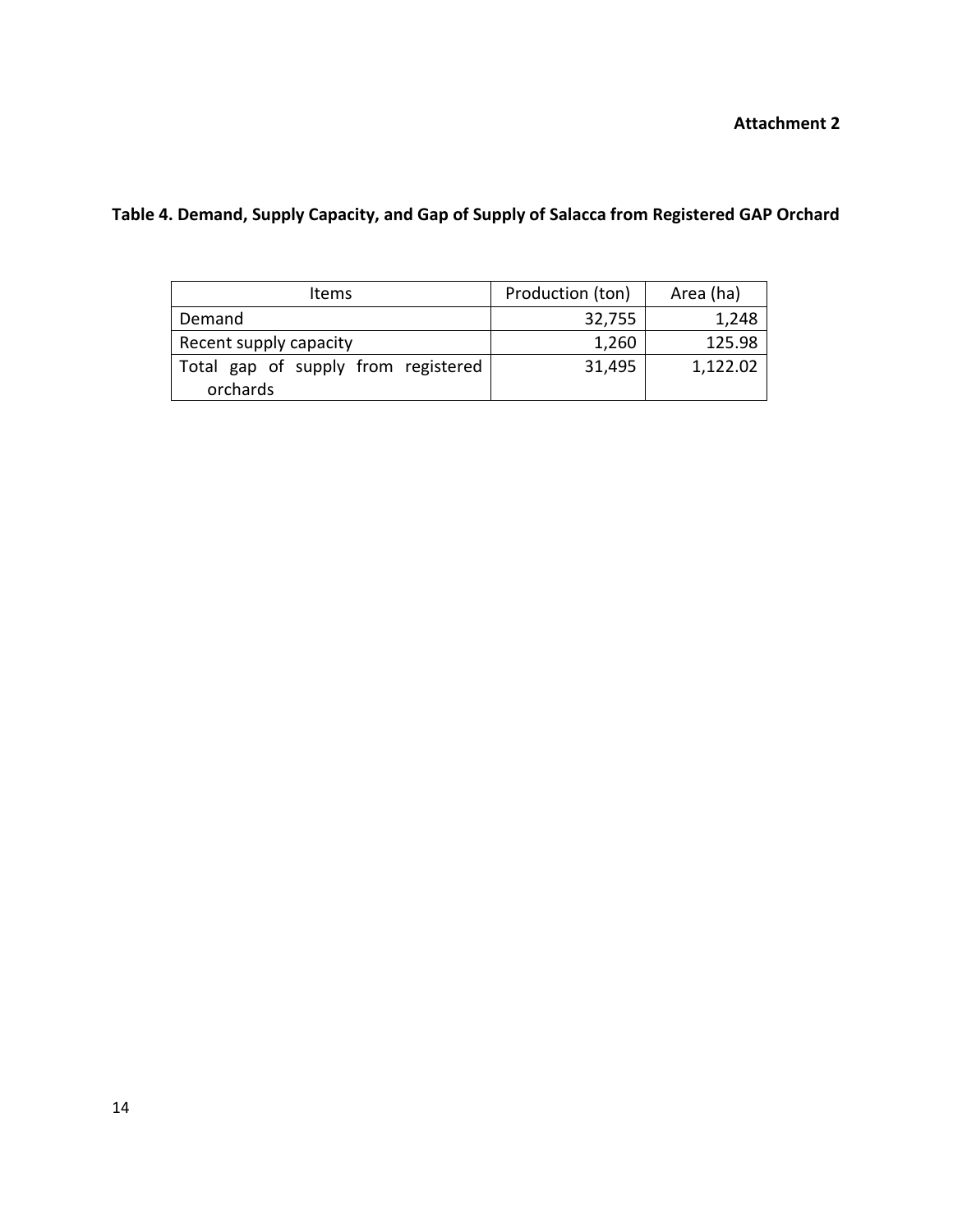**Attachment 2**

**Table 4. Demand, Supply Capacity, and Gap of Supply of Salacca from Registered GAP Orchard**

| Items | Production (ton) | Area (ha) |
| --- | ---: | ---: |
| Demand | 32,755 | 1,248 |
| Recent supply capacity | 1,260 | 125.98 |
| Total gap of supply from registered orchards | 31,495 | 1,122.02 |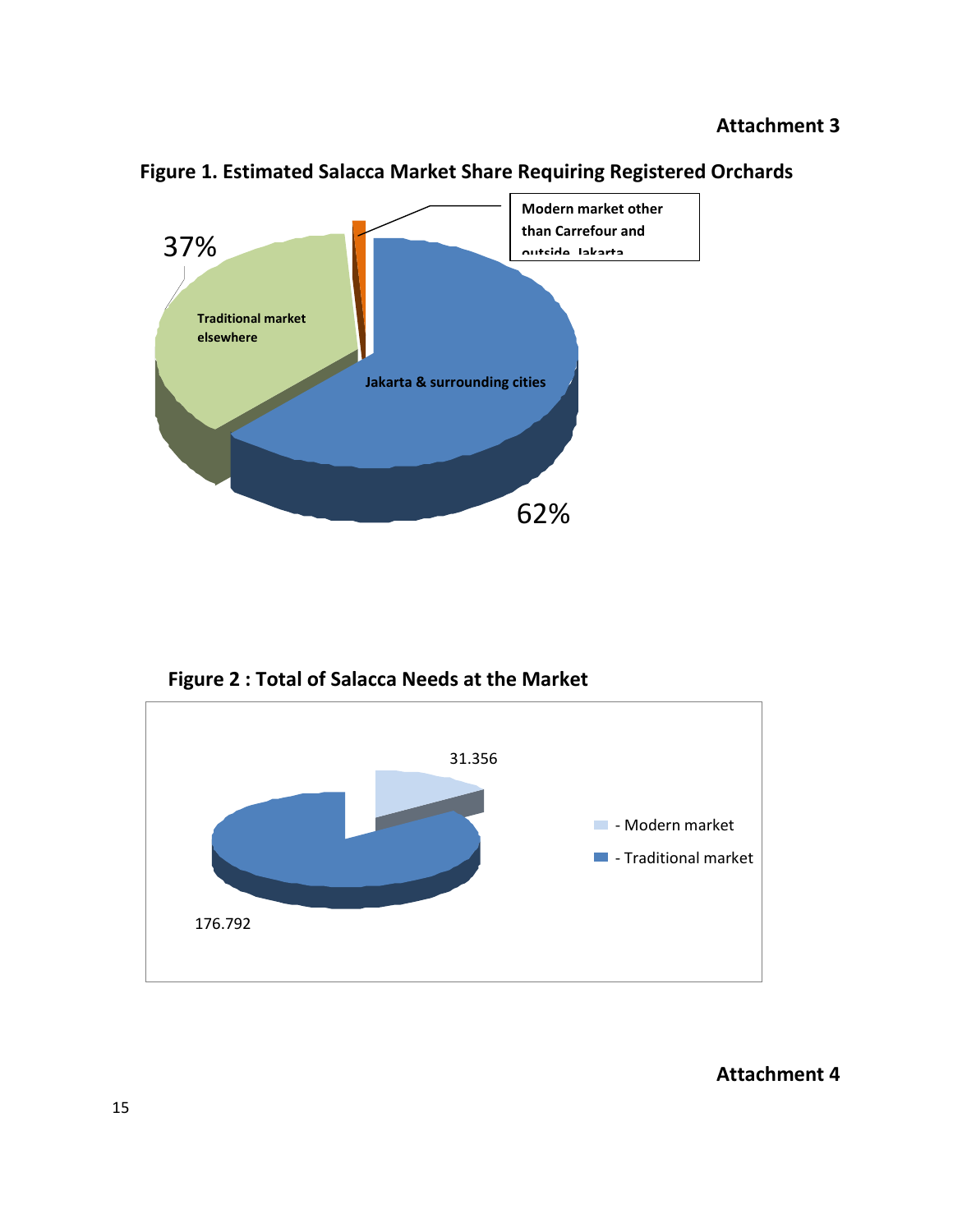**Attachment 3**

**Figure 1. Estimated Salacca Market Share Requiring Registered Orchards**

37%

Traditional market elsewhere

Modern market other than Carrefour and outside Jakarta

Jakarta & surrounding cities

62%

**Figure 2 : Total of Salacca Needs at the Market**

31.356

176.792

- Modern market
- Traditional market

**Attachment 4**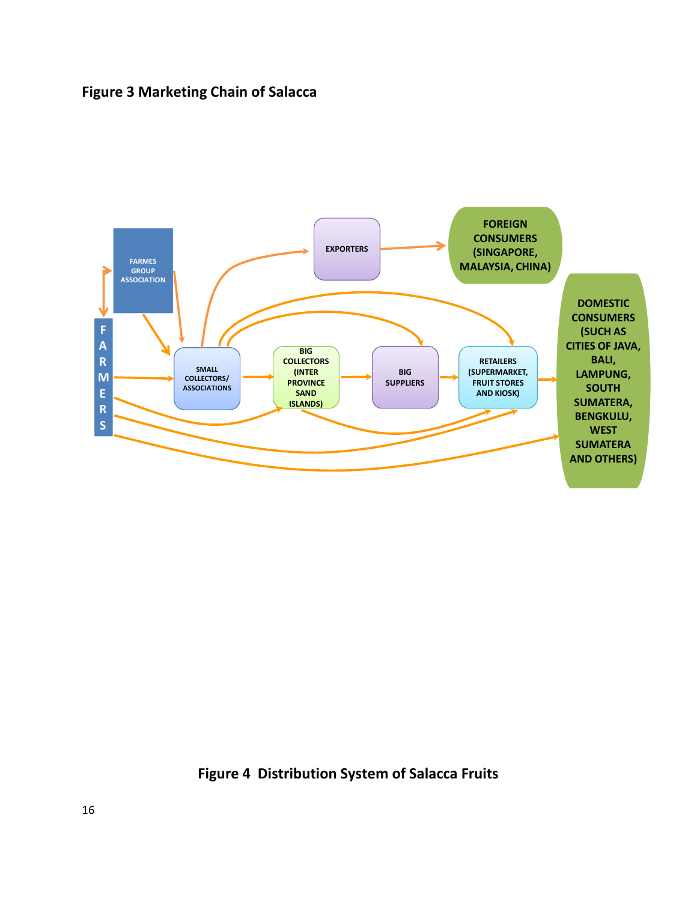**Figure 3 Marketing Chain of Salacca**

FARMES GROUP ASSOCIATION

FARMERS

SMALL COLLECTORS/ ASSOCIATIONS

BIG COLLECTORS (INTER PROVINCE SAND ISLANDS)

BIG SUPPLIERS

RETAILERS (SUPERMARKET, FRUIT STORES AND KIOSK)

EXPORTERS

FOREIGN CONSUMERS (SINGAPORE, MALAYSIA, CHINA)

DOMESTIC CONSUMERS (SUCH AS CITIES OF JAVA, BALI, LAMPUNG, SOUTH SUMATERA, BENGKULU, WEST SUMATERA AND OTHERS)

**Figure 4 Distribution System of Salacca Fruits**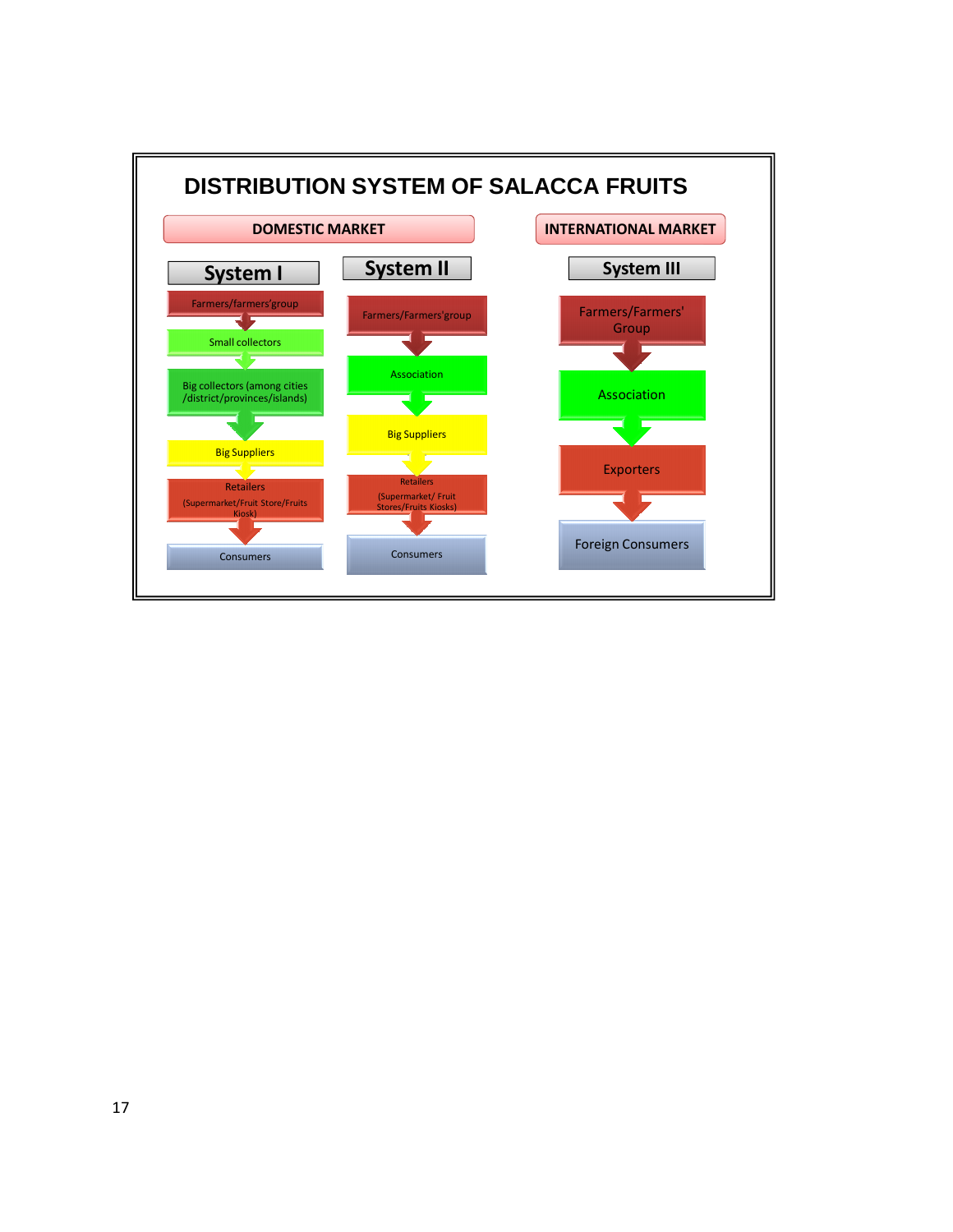# DISTRIBUTION SYSTEM OF SALACCA FRUITS

DOMESTIC MARKET

INTERNATIONAL MARKET

System I

Farmers/farmers'group

Small collectors

Big collectors (among cities /district/provinces/islands)

Big Suppliers

Retailers (Supermarket/Fruit Store/Fruits Kiosk)

Consumers

System II

Farmers/Farmers'group

Association

Big Suppliers

Retailers (Supermarket/ Fruit Stores/Fruits Kiosks)

Consumers

System III

Farmers/Farmers' Group

Association

Exporters

Foreign Consumers